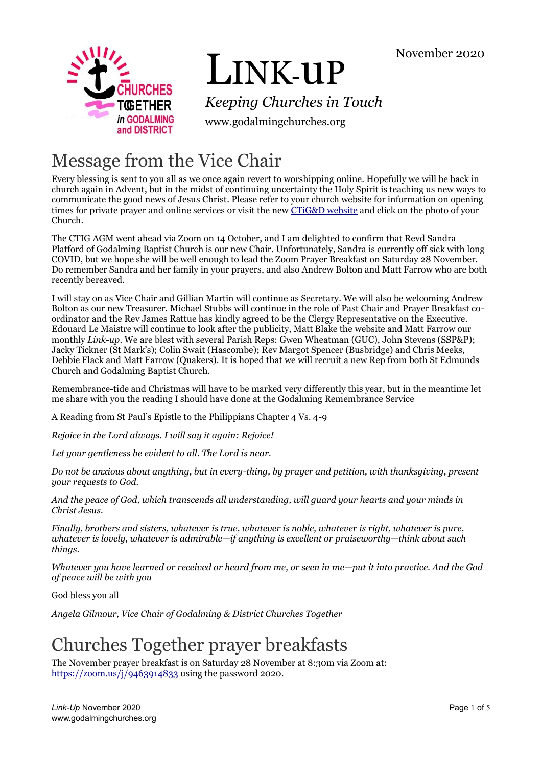# LINK-UP

*Keeping Churches in Touch*

www.godalmingchurches.org

November 2020

## Message from the Vice Chair

Every blessing is sent to you all as we once again revert to worshipping online. Hopefully we will be back in church again in Advent, but in the midst of continuing uncertainty the Holy Spirit is teaching us new ways to communicate the good news of Jesus Christ. Please refer to your church website for information on opening times for private prayer and online services or visit the new CTiG&D website and click on the photo of your Church.

The CTIG AGM went ahead via Zoom on 14 October, and I am delighted to confirm that Revd Sandra Platford of Godalming Baptist Church is our new Chair. Unfortunately, Sandra is currently off sick with long COVID, but we hope she will be well enough to lead the Zoom Prayer Breakfast on Saturday 28 November. Do remember Sandra and her family in your prayers, and also Andrew Bolton and Matt Farrow who are both recently bereaved.

I will stay on as Vice Chair and Gillian Martin will continue as Secretary. We will also be welcoming Andrew Bolton as our new Treasurer. Michael Stubbs will continue in the role of Past Chair and Prayer Breakfast co-ordinator and the Rev James Rattue has kindly agreed to be the Clergy Representative on the Executive. Edouard Le Maistre will continue to look after the publicity, Matt Blake the website and Matt Farrow our monthly *Link-up*. We are blest with several Parish Reps: Gwen Wheatman (GUC), John Stevens (SSP&P); Jacky Tickner (St Mark's); Colin Swait (Hascombe); Rev Margot Spencer (Busbridge) and Chris Meeks, Debbie Flack and Matt Farrow (Quakers). It is hoped that we will recruit a new Rep from both St Edmunds Church and Godalming Baptist Church.

Remembrance-tide and Christmas will have to be marked very differently this year, but in the meantime let me share with you the reading I should have done at the Godalming Remembrance Service

A Reading from St Paul's Epistle to the Philippians Chapter 4 Vs. 4-9

*Rejoice in the Lord always. I will say it again: Rejoice!*

*Let your gentleness be evident to all. The Lord is near.*

*Do not be anxious about anything, but in every-thing, by prayer and petition, with thanksgiving, present your requests to God.*

*And the peace of God, which transcends all understanding, will guard your hearts and your minds in Christ Jesus.*

*Finally, brothers and sisters, whatever is true, whatever is noble, whatever is right, whatever is pure, whatever is lovely, whatever is admirable—if anything is excellent or praiseworthy—think about such things.*

*Whatever you have learned or received or heard from me, or seen in me—put it into practice. And the God of peace will be with you*

God bless you all

*Angela Gilmour, Vice Chair of Godalming & District Churches Together*

## Churches Together prayer breakfasts

The November prayer breakfast is on Saturday 28 November at 8:30m via Zoom at: https://zoom.us/j/9463914833 using the password 2020.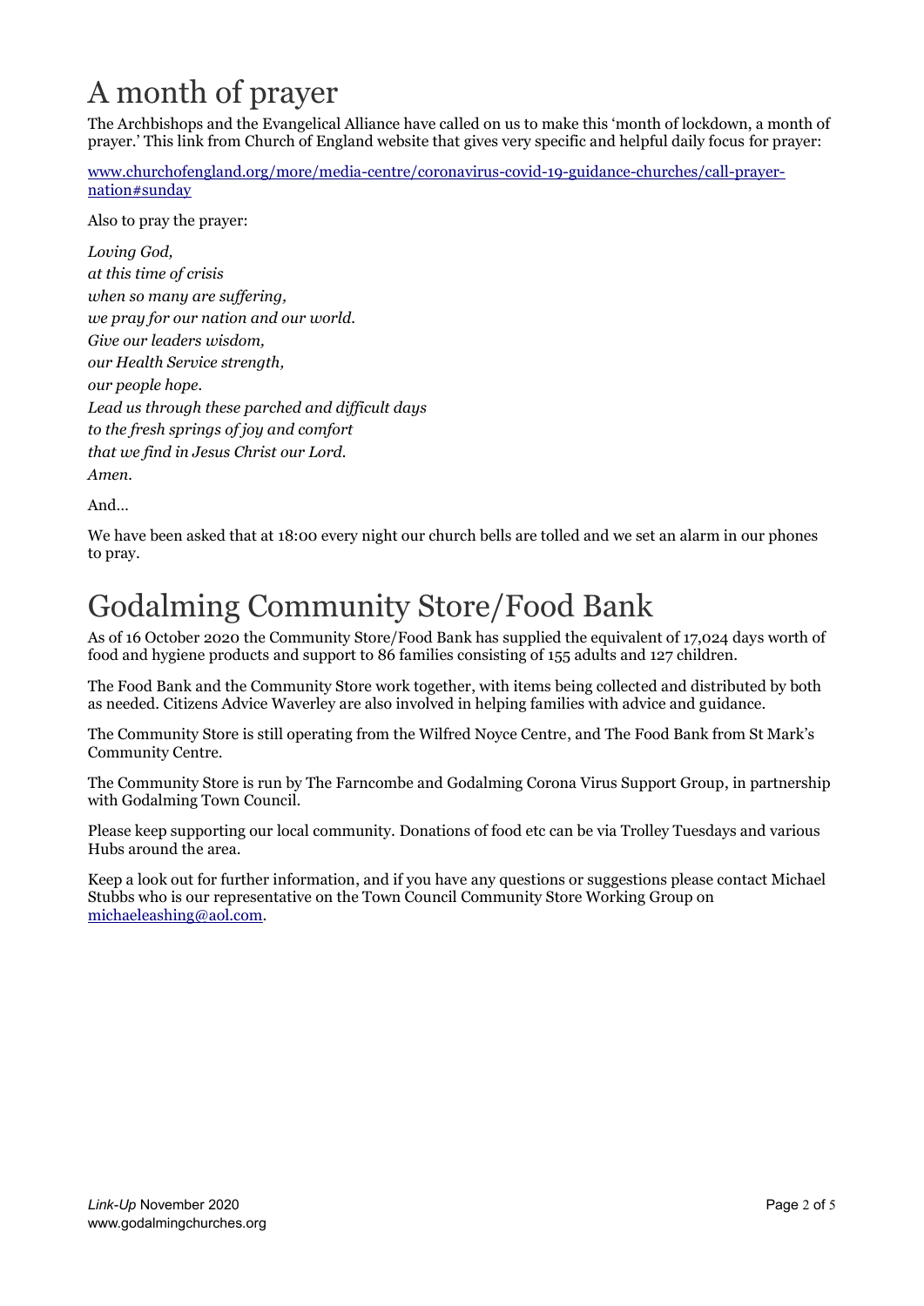# A month of prayer

The Archbishops and the Evangelical Alliance have called on us to make this 'month of lockdown, a month of prayer.' This link from Church of England website that gives very specific and helpful daily focus for prayer:

[www.churchofengland.org/more/media-centre/coronavirus-covid-19-guidance-churches/call-prayer-nation#sunday](www.churchofengland.org/more/media-centre/coronavirus-covid-19-guidance-churches/call-prayer-nation#sunday)

Also to pray the prayer:

*Loving God,*
*at this time of crisis*
*when so many are suffering,*
*we pray for our nation and our world.*
*Give our leaders wisdom,*
*our Health Service strength,*
*our people hope.*
*Lead us through these parched and difficult days*
*to the fresh springs of joy and comfort*
*that we find in Jesus Christ our Lord.*
*Amen.*

And…

We have been asked that at 18:00 every night our church bells are tolled and we set an alarm in our phones to pray.

# Godalming Community Store/Food Bank

As of 16 October 2020 the Community Store/Food Bank has supplied the equivalent of 17,024 days worth of food and hygiene products and support to 86 families consisting of 155 adults and 127 children.

The Food Bank and the Community Store work together, with items being collected and distributed by both as needed. Citizens Advice Waverley are also involved in helping families with advice and guidance.

The Community Store is still operating from the Wilfred Noyce Centre, and The Food Bank from St Mark's Community Centre.

The Community Store is run by The Farncombe and Godalming Corona Virus Support Group, in partnership with Godalming Town Council.

Please keep supporting our local community. Donations of food etc can be via Trolley Tuesdays and various Hubs around the area.

Keep a look out for further information, and if you have any questions or suggestions please contact Michael Stubbs who is our representative on the Town Council Community Store Working Group on [michaeleashing@aol.com](mailto:michaeleashing@aol.com).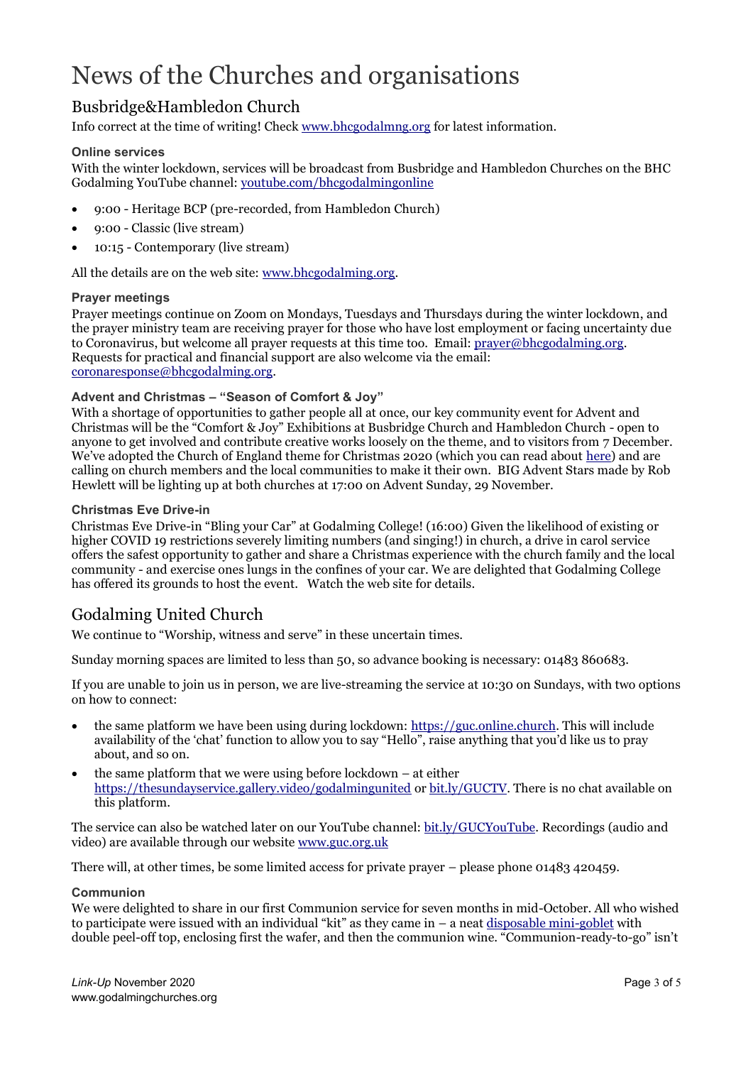// News of the Churches and organisations

## Busbridge&Hambledon Church

Info correct at the time of writing! Check [www.bhcgodalmng.org](www.bhcgodalmng.org) for latest information.

### Online services

With the winter lockdown, services will be broadcast from Busbridge and Hambledon Churches on the BHC Godalming YouTube channel: [youtube.com/bhcgodalmingonline](youtube.com/bhcgodalmingonline)

- 9:00 - Heritage BCP (pre-recorded, from Hambledon Church)
- 9:00 - Classic (live stream)
- 10:15 - Contemporary (live stream)

All the details are on the web site: [www.bhcgodalming.org](www.bhcgodalming.org).

### Prayer meetings

Prayer meetings continue on Zoom on Mondays, Tuesdays and Thursdays during the winter lockdown, and the prayer ministry team are receiving prayer for those who have lost employment or facing uncertainty due to Coronavirus, but welcome all prayer requests at this time too. Email: [prayer@bhcgodalming.org](mailto:prayer@bhcgodalming.org). Requests for practical and financial support are also welcome via the email: [coronaresponse@bhcgodalming.org](mailto:coronaresponse@bhcgodalming.org).

### Advent and Christmas – "Season of Comfort & Joy"

With a shortage of opportunities to gather people all at once, our key community event for Advent and Christmas will be the "Comfort & Joy" Exhibitions at Busbridge Church and Hambledon Church - open to anyone to get involved and contribute creative works loosely on the theme, and to visitors from 7 December. We've adopted the Church of England theme for Christmas 2020 (which you can read about here) and are calling on church members and the local communities to make it their own. BIG Advent Stars made by Rob Hewlett will be lighting up at both churches at 17:00 on Advent Sunday, 29 November.

### Christmas Eve Drive-in

Christmas Eve Drive-in "Bling your Car" at Godalming College! (16:00) Given the likelihood of existing or higher COVID 19 restrictions severely limiting numbers (and singing!) in church, a drive in carol service offers the safest opportunity to gather and share a Christmas experience with the church family and the local community - and exercise ones lungs in the confines of your car. We are delighted that Godalming College has offered its grounds to host the event. Watch the web site for details.

## Godalming United Church

We continue to "Worship, witness and serve" in these uncertain times.

Sunday morning spaces are limited to less than 50, so advance booking is necessary: 01483 860683.

If you are unable to join us in person, we are live-streaming the service at 10:30 on Sundays, with two options on how to connect:

- the same platform we have been using during lockdown: [https://guc.online.church](https://guc.online.church). This will include availability of the 'chat' function to allow you to say "Hello", raise anything that you'd like us to pray about, and so on.
- the same platform that we were using before lockdown – at either [https://thesundayservice.gallery.video/godalmingunited](https://thesundayservice.gallery.video/godalmingunited) or [bit.ly/GUCTV](bit.ly/GUCTV). There is no chat available on this platform.

The service can also be watched later on our YouTube channel: [bit.ly/GUCYouTube](bit.ly/GUCYouTube). Recordings (audio and video) are available through our website [www.guc.org.uk](www.guc.org.uk)

There will, at other times, be some limited access for private prayer – please phone 01483 420459.

### Communion

We were delighted to share in our first Communion service for seven months in mid-October. All who wished to participate were issued with an individual "kit" as they came in – a neat disposable mini-goblet with double peel-off top, enclosing first the wafer, and then the communion wine. "Communion-ready-to-go" isn't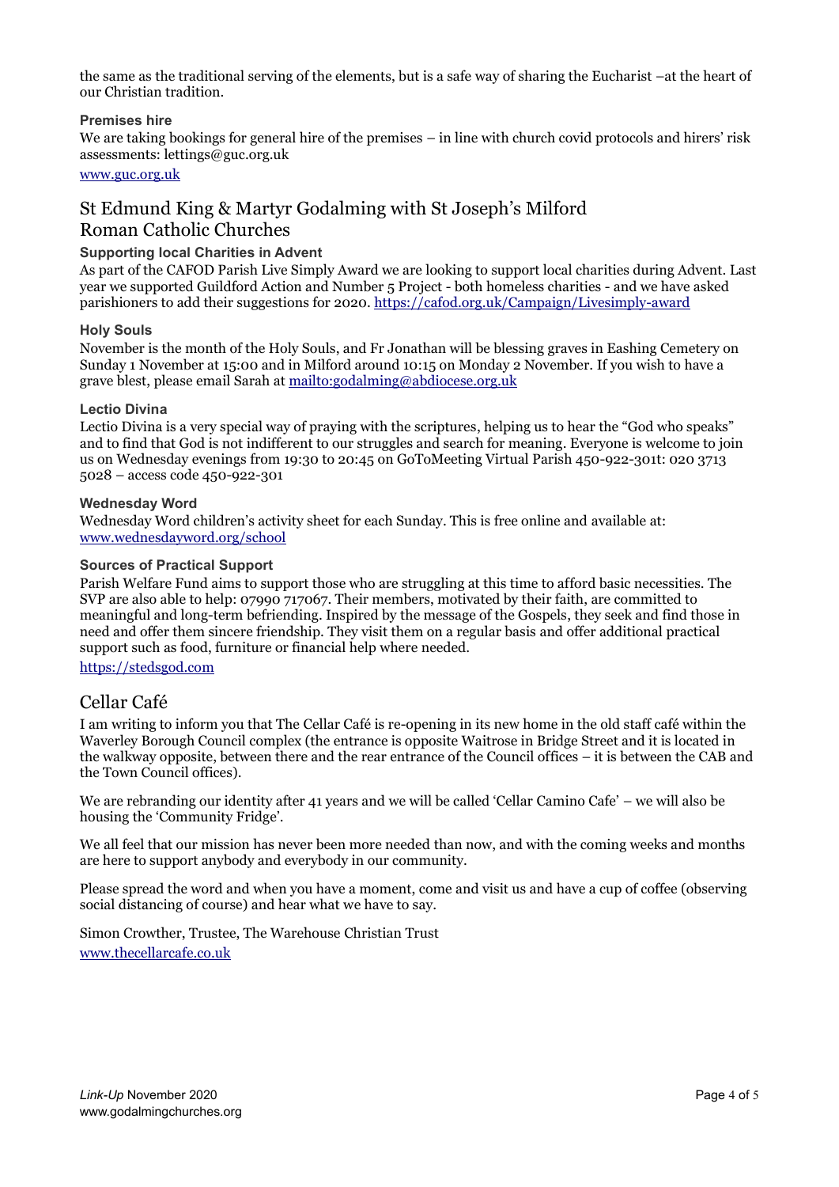the same as the traditional serving of the elements, but is a safe way of sharing the Eucharist –at the heart of our Christian tradition.

### Premises hire

We are taking bookings for general hire of the premises – in line with church covid protocols and hirers' risk assessments: lettings@guc.org.uk

www.guc.org.uk

## St Edmund King & Martyr Godalming with St Joseph's Milford Roman Catholic Churches

### Supporting local Charities in Advent

As part of the CAFOD Parish Live Simply Award we are looking to support local charities during Advent. Last year we supported Guildford Action and Number 5 Project - both homeless charities - and we have asked parishioners to add their suggestions for 2020. https://cafod.org.uk/Campaign/Livesimply-award

### Holy Souls

November is the month of the Holy Souls, and Fr Jonathan will be blessing graves in Eashing Cemetery on Sunday 1 November at 15:00 and in Milford around 10:15 on Monday 2 November. If you wish to have a grave blest, please email Sarah at mailto:godalming@abdiocese.org.uk

### Lectio Divina

Lectio Divina is a very special way of praying with the scriptures, helping us to hear the "God who speaks" and to find that God is not indifferent to our struggles and search for meaning. Everyone is welcome to join us on Wednesday evenings from 19:30 to 20:45 on GoToMeeting Virtual Parish 450-922-301t: 020 3713 5028 – access code 450-922-301

### Wednesday Word

Wednesday Word children's activity sheet for each Sunday. This is free online and available at: www.wednesdayword.org/school

### Sources of Practical Support

Parish Welfare Fund aims to support those who are struggling at this time to afford basic necessities. The SVP are also able to help: 07990 717067. Their members, motivated by their faith, are committed to meaningful and long-term befriending. Inspired by the message of the Gospels, they seek and find those in need and offer them sincere friendship. They visit them on a regular basis and offer additional practical support such as food, furniture or financial help where needed.

https://stedsgod.com

## Cellar Café

I am writing to inform you that The Cellar Café is re-opening in its new home in the old staff café within the Waverley Borough Council complex (the entrance is opposite Waitrose in Bridge Street and it is located in the walkway opposite, between there and the rear entrance of the Council offices – it is between the CAB and the Town Council offices).

We are rebranding our identity after 41 years and we will be called 'Cellar Camino Cafe' – we will also be housing the 'Community Fridge'.

We all feel that our mission has never been more needed than now, and with the coming weeks and months are here to support anybody and everybody in our community.

Please spread the word and when you have a moment, come and visit us and have a cup of coffee (observing social distancing of course) and hear what we have to say.

Simon Crowther, Trustee, The Warehouse Christian Trust

www.thecellarcafe.co.uk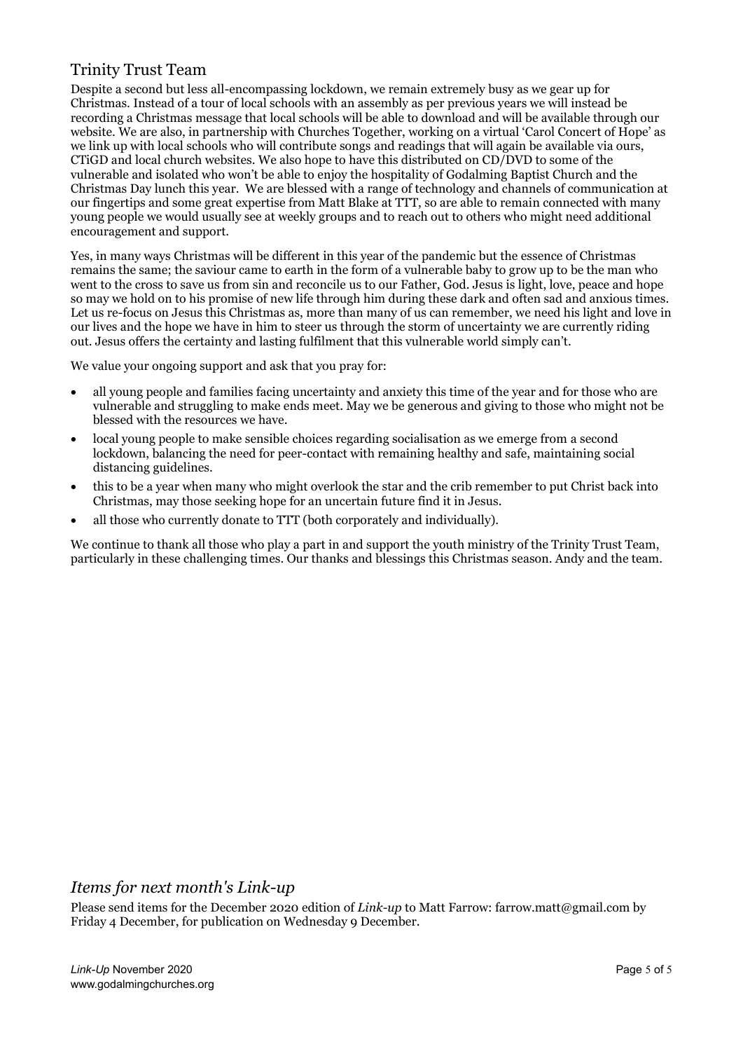## Trinity Trust Team

Despite a second but less all-encompassing lockdown, we remain extremely busy as we gear up for Christmas. Instead of a tour of local schools with an assembly as per previous years we will instead be recording a Christmas message that local schools will be able to download and will be available through our website. We are also, in partnership with Churches Together, working on a virtual 'Carol Concert of Hope' as we link up with local schools who will contribute songs and readings that will again be available via ours, CTiGD and local church websites. We also hope to have this distributed on CD/DVD to some of the vulnerable and isolated who won't be able to enjoy the hospitality of Godalming Baptist Church and the Christmas Day lunch this year. We are blessed with a range of technology and channels of communication at our fingertips and some great expertise from Matt Blake at TTT, so are able to remain connected with many young people we would usually see at weekly groups and to reach out to others who might need additional encouragement and support.

Yes, in many ways Christmas will be different in this year of the pandemic but the essence of Christmas remains the same; the saviour came to earth in the form of a vulnerable baby to grow up to be the man who went to the cross to save us from sin and reconcile us to our Father, God. Jesus is light, love, peace and hope so may we hold on to his promise of new life through him during these dark and often sad and anxious times. Let us re-focus on Jesus this Christmas as, more than many of us can remember, we need his light and love in our lives and the hope we have in him to steer us through the storm of uncertainty we are currently riding out. Jesus offers the certainty and lasting fulfilment that this vulnerable world simply can't.

We value your ongoing support and ask that you pray for:

- all young people and families facing uncertainty and anxiety this time of the year and for those who are vulnerable and struggling to make ends meet. May we be generous and giving to those who might not be blessed with the resources we have.
- local young people to make sensible choices regarding socialisation as we emerge from a second lockdown, balancing the need for peer-contact with remaining healthy and safe, maintaining social distancing guidelines.
- this to be a year when many who might overlook the star and the crib remember to put Christ back into Christmas, may those seeking hope for an uncertain future find it in Jesus.
- all those who currently donate to TTT (both corporately and individually).

We continue to thank all those who play a part in and support the youth ministry of the Trinity Trust Team, particularly in these challenging times. Our thanks and blessings this Christmas season. Andy and the team.

## *Items for next month's Link-up*

Please send items for the December 2020 edition of *Link-up* to Matt Farrow: farrow.matt@gmail.com by Friday 4 December, for publication on Wednesday 9 December.